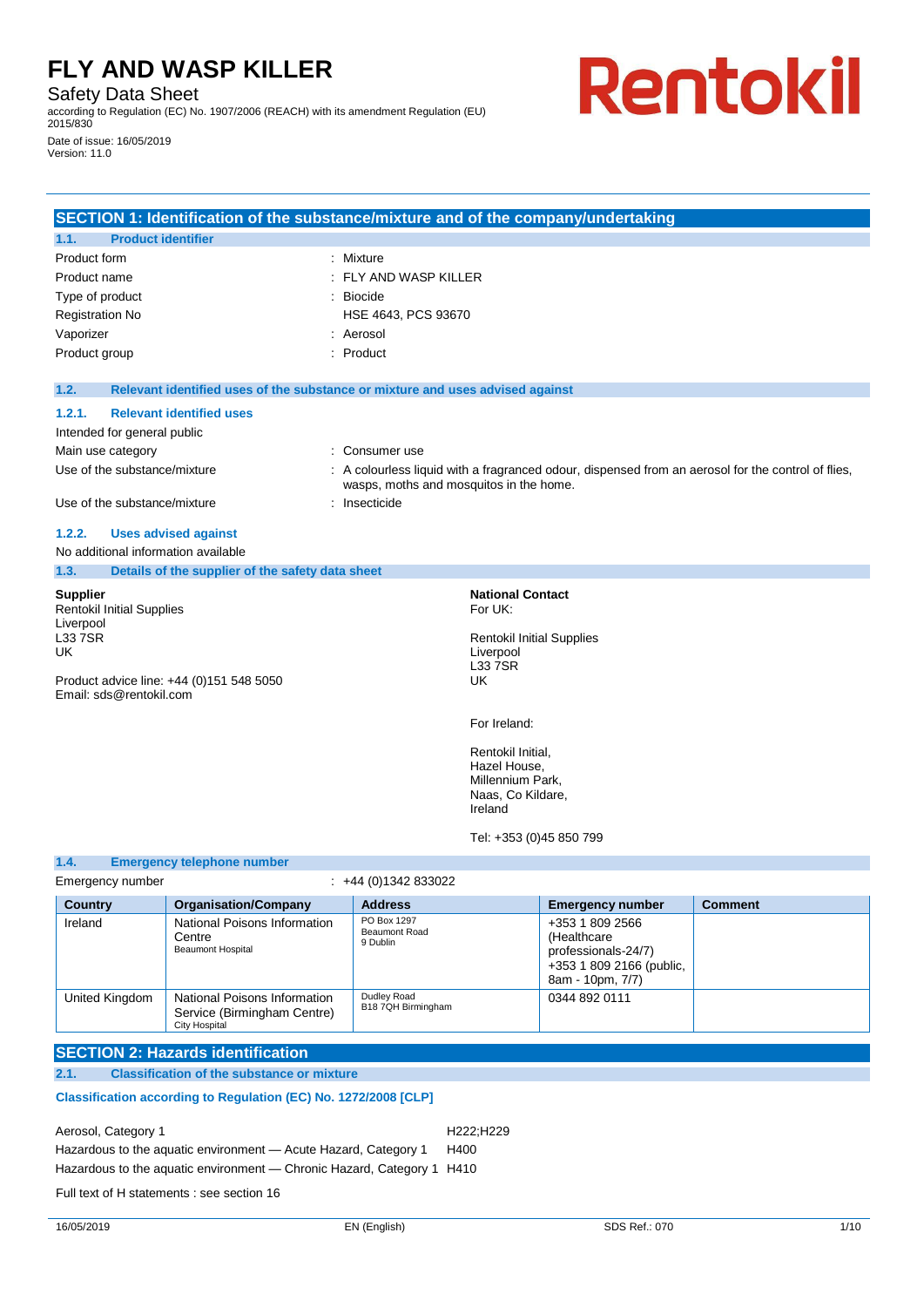# FLY AND WASP KILLER

Safety Data Sheet

according to Regulation (EC) No. 1907/2006 (REACH) with its amendment Regulation (EU) 2015/830

Date of issue: 16/05/2019

Version: 11.0

Rentokil

## SECTION 1: Identification of the substance/mixture and of the company/undertaking

### 1.1. Product identifier

| | |
|---|---|
| Product form | : Mixture |
| Product name | : FLY AND WASP KILLER |
| Type of product | : Biocide |
| Registration No | HSE 4643, PCS 93670 |
| Vaporizer | : Aerosol |
| Product group | : Product |

### 1.2. Relevant identified uses of the substance or mixture and uses advised against

#### 1.2.1. Relevant identified uses

Intended for general public

| | |
|---|---|
| Main use category | : Consumer use |
| Use of the substance/mixture | : A colourless liquid with a fragranced odour, dispensed from an aerosol for the control of flies, wasps, moths and mosquitos in the home. |
| Use of the substance/mixture | : Insecticide |

#### 1.2.2. Uses advised against

No additional information available

### 1.3. Details of the supplier of the safety data sheet

**Supplier**
Rentokil Initial Supplies
Liverpool
L33 7SR
UK

Product advice line: +44 (0)151 548 5050
Email: sds@rentokil.com

**National Contact**
For UK:

Rentokil Initial Supplies
Liverpool
L33 7SR
UK

For Ireland:

Rentokil Initial,
Hazel House,
Millennium Park,
Naas, Co Kildare,
Ireland

Tel: +353 (0)45 850 799

### 1.4. Emergency telephone number

Emergency number : +44 (0)1342 833022

| Country | Organisation/Company | Address | Emergency number | Comment |
|---|---|---|---|---|
| Ireland | National Poisons Information Centre<br>Beaumont Hospital | PO Box 1297<br>Beaumont Road<br>9 Dublin | +353 1 809 2566 (Healthcare professionals-24/7)<br>+353 1 809 2166 (public, 8am - 10pm, 7/7) | |
| United Kingdom | National Poisons Information Service (Birmingham Centre)<br>City Hospital | Dudley Road<br>B18 7QH Birmingham | 0344 892 0111 | |

## SECTION 2: Hazards identification

### 2.1. Classification of the substance or mixture

**Classification according to Regulation (EC) No. 1272/2008 [CLP]**

| | |
|---|---|
| Aerosol, Category 1 | H222;H229 |
| Hazardous to the aquatic environment — Acute Hazard, Category 1 | H400 |
| Hazardous to the aquatic environment — Chronic Hazard, Category 1 | H410 |

Full text of H statements : see section 16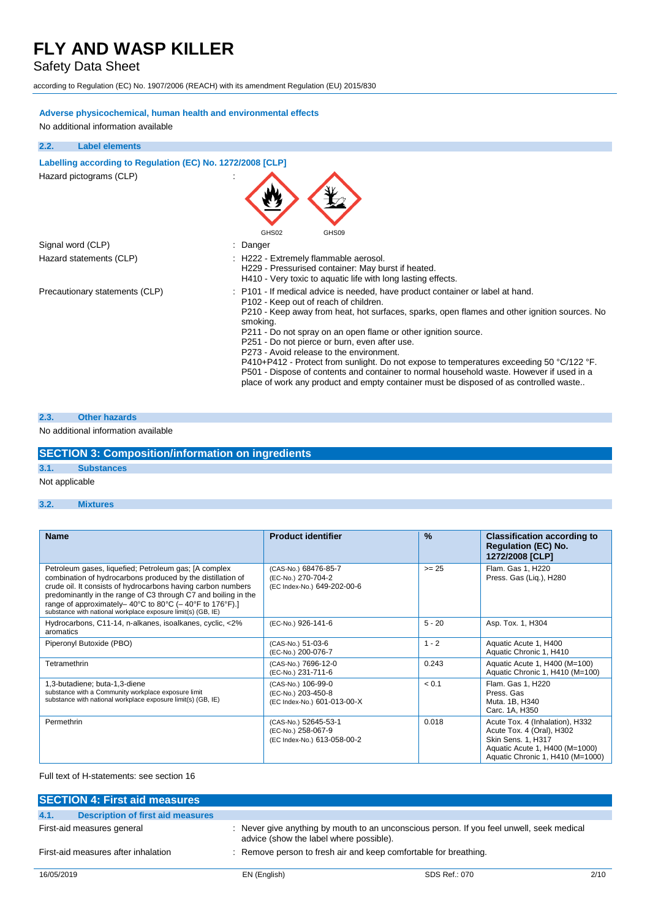#### Adverse physicochemical, human health and environmental effects

No additional information available

### 2.2. Label elements

#### Labelling according to Regulation (EC) No. 1272/2008 [CLP]

Hazard pictograms (CLP) :

GHS02 GHS09

Signal word (CLP) : Danger

Hazard statements (CLP) :
H222 - Extremely flammable aerosol.
H229 - Pressurised container: May burst if heated.
H410 - Very toxic to aquatic life with long lasting effects.

Precautionary statements (CLP) :
P101 - If medical advice is needed, have product container or label at hand.
P102 - Keep out of reach of children.
P210 - Keep away from heat, hot surfaces, sparks, open flames and other ignition sources. No smoking.
P211 - Do not spray on an open flame or other ignition source.
P251 - Do not pierce or burn, even after use.
P273 - Avoid release to the environment.
P410+P412 - Protect from sunlight. Do not expose to temperatures exceeding 50 °C/122 °F.
P501 - Dispose of contents and container to normal household waste. However if used in a place of work any product and empty container must be disposed of as controlled waste..

### 2.3. Other hazards

No additional information available

## SECTION 3: Composition/information on ingredients

### 3.1. Substances

Not applicable

### 3.2. Mixtures

| Name | Product identifier | % | Classification according to Regulation (EC) No. 1272/2008 [CLP] |
|---|---|---|---|
| Petroleum gases, liquefied; Petroleum gas; [A complex combination of hydrocarbons produced by the distillation of crude oil. It consists of hydrocarbons having carbon numbers predominantly in the range of C3 through C7 and boiling in the range of approximately– 40°C to 80°C (– 40°F to 176°F).]<br>substance with national workplace exposure limit(s) (GB, IE) | (CAS-No.) 68476-85-7<br>(EC-No.) 270-704-2<br>(EC Index-No.) 649-202-00-6 | >= 25 | Flam. Gas 1, H220<br>Press. Gas (Liq.), H280 |
| Hydrocarbons, C11-14, n-alkanes, isoalkanes, cyclic, <2% aromatics | (EC-No.) 926-141-6 | 5 - 20 | Asp. Tox. 1, H304 |
| Piperonyl Butoxide (PBO) | (CAS-No.) 51-03-6<br>(EC-No.) 200-076-7 | 1 - 2 | Aquatic Acute 1, H400<br>Aquatic Chronic 1, H410 |
| Tetramethrin | (CAS-No.) 7696-12-0<br>(EC-No.) 231-711-6 | 0.243 | Aquatic Acute 1, H400 (M=100)<br>Aquatic Chronic 1, H410 (M=100) |
| 1,3-butadiene; buta-1,3-diene<br>substance with a Community workplace exposure limit<br>substance with national workplace exposure limit(s) (GB, IE) | (CAS-No.) 106-99-0<br>(EC-No.) 203-450-8<br>(EC Index-No.) 601-013-00-X | < 0.1 | Flam. Gas 1, H220<br>Press. Gas<br>Muta. 1B, H340<br>Carc. 1A, H350 |
| Permethrin | (CAS-No.) 52645-53-1<br>(EC-No.) 258-067-9<br>(EC Index-No.) 613-058-00-2 | 0.018 | Acute Tox. 4 (Inhalation), H332<br>Acute Tox. 4 (Oral), H302<br>Skin Sens. 1, H317<br>Aquatic Acute 1, H400 (M=1000)<br>Aquatic Chronic 1, H410 (M=1000) |

Full text of H-statements: see section 16

## SECTION 4: First aid measures

### 4.1. Description of first aid measures

First-aid measures general : Never give anything by mouth to an unconscious person. If you feel unwell, seek medical advice (show the label where possible).

First-aid measures after inhalation : Remove person to fresh air and keep comfortable for breathing.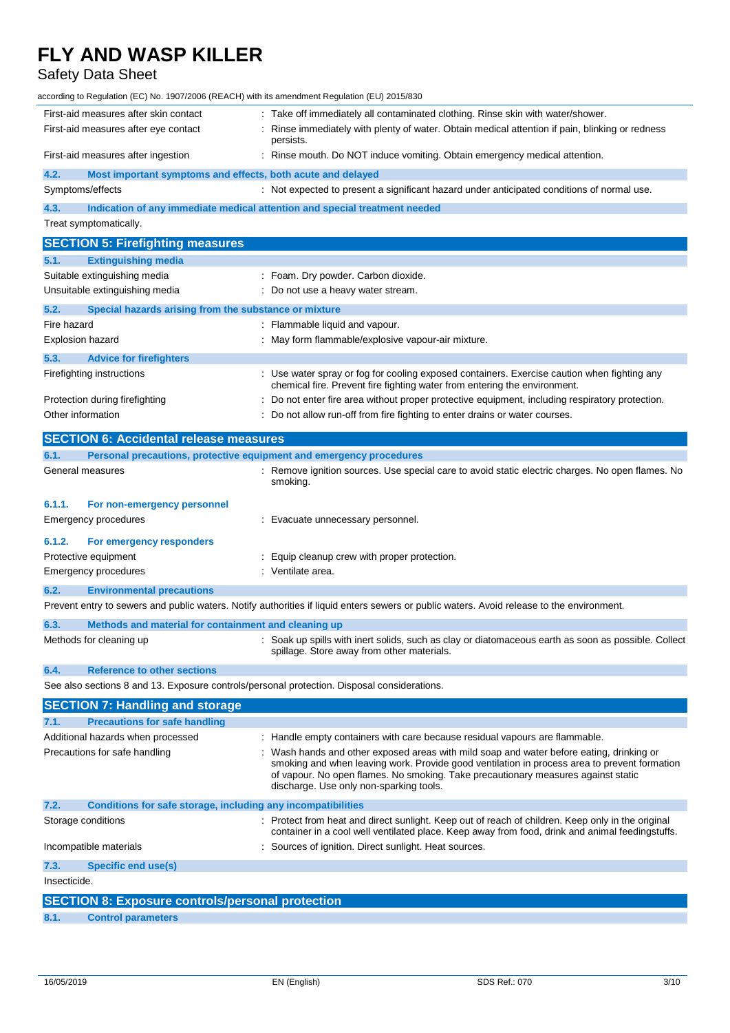| | |
|---|---|
| First-aid measures after skin contact | : Take off immediately all contaminated clothing. Rinse skin with water/shower. |
| First-aid measures after eye contact | : Rinse immediately with plenty of water. Obtain medical attention if pain, blinking or redness persists. |
| First-aid measures after ingestion | : Rinse mouth. Do NOT induce vomiting. Obtain emergency medical attention. |

### 4.2. Most important symptoms and effects, both acute and delayed

| | |
|---|---|
| Symptoms/effects | : Not expected to present a significant hazard under anticipated conditions of normal use. |

### 4.3. Indication of any immediate medical attention and special treatment needed

Treat symptomatically.

## SECTION 5: Firefighting measures

### 5.1. Extinguishing media

| | |
|---|---|
| Suitable extinguishing media | : Foam. Dry powder. Carbon dioxide. |
| Unsuitable extinguishing media | : Do not use a heavy water stream. |

### 5.2. Special hazards arising from the substance or mixture

| | |
|---|---|
| Fire hazard | : Flammable liquid and vapour. |
| Explosion hazard | : May form flammable/explosive vapour-air mixture. |

### 5.3. Advice for firefighters

| | |
|---|---|
| Firefighting instructions | : Use water spray or fog for cooling exposed containers. Exercise caution when fighting any chemical fire. Prevent fire fighting water from entering the environment. |
| Protection during firefighting | : Do not enter fire area without proper protective equipment, including respiratory protection. |
| Other information | : Do not allow run-off from fire fighting to enter drains or water courses. |

## SECTION 6: Accidental release measures

### 6.1. Personal precautions, protective equipment and emergency procedures

| | |
|---|---|
| General measures | : Remove ignition sources. Use special care to avoid static electric charges. No open flames. No smoking. |

#### 6.1.1. For non-emergency personnel

| | |
|---|---|
| Emergency procedures | : Evacuate unnecessary personnel. |

#### 6.1.2. For emergency responders

| | |
|---|---|
| Protective equipment | : Equip cleanup crew with proper protection. |
| Emergency procedures | : Ventilate area. |

### 6.2. Environmental precautions

Prevent entry to sewers and public waters. Notify authorities if liquid enters sewers or public waters. Avoid release to the environment.

### 6.3. Methods and material for containment and cleaning up

| | |
|---|---|
| Methods for cleaning up | : Soak up spills with inert solids, such as clay or diatomaceous earth as soon as possible. Collect spillage. Store away from other materials. |

### 6.4. Reference to other sections

See also sections 8 and 13. Exposure controls/personal protection. Disposal considerations.

## SECTION 7: Handling and storage

### 7.1. Precautions for safe handling

| | |
|---|---|
| Additional hazards when processed | : Handle empty containers with care because residual vapours are flammable. |
| Precautions for safe handling | : Wash hands and other exposed areas with mild soap and water before eating, drinking or smoking and when leaving work. Provide good ventilation in process area to prevent formation of vapour. No open flames. No smoking. Take precautionary measures against static discharge. Use only non-sparking tools. |

### 7.2. Conditions for safe storage, including any incompatibilities

| | |
|---|---|
| Storage conditions | : Protect from heat and direct sunlight. Keep out of reach of children. Keep only in the original container in a cool well ventilated place. Keep away from food, drink and animal feedingstuffs. |
| Incompatible materials | : Sources of ignition. Direct sunlight. Heat sources. |

### 7.3. Specific end use(s)

Insecticide.

## SECTION 8: Exposure controls/personal protection

### 8.1. Control parameters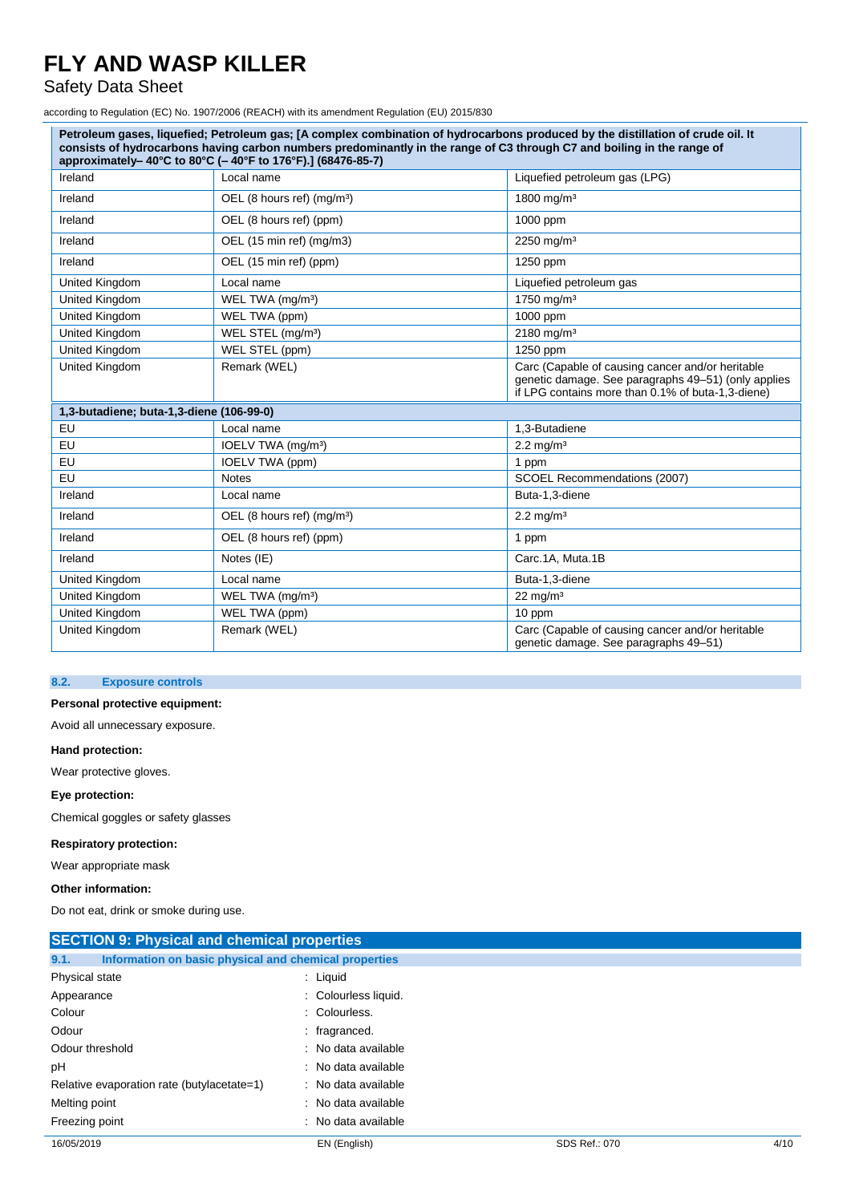| Petroleum gases, liquefied; Petroleum gas; [A complex combination of hydrocarbons produced by the distillation of crude oil. It consists of hydrocarbons having carbon numbers predominantly in the range of C3 through C7 and boiling in the range of approximately– 40°C to 80°C (– 40°F to 176°F).] (68476-85-7) | | |
|---|---|---|
| Ireland | Local name | Liquefied petroleum gas (LPG) |
| Ireland | OEL (8 hours ref) (mg/m³) | 1800 mg/m³ |
| Ireland | OEL (8 hours ref) (ppm) | 1000 ppm |
| Ireland | OEL (15 min ref) (mg/m3) | 2250 mg/m³ |
| Ireland | OEL (15 min ref) (ppm) | 1250 ppm |
| United Kingdom | Local name | Liquefied petroleum gas |
| United Kingdom | WEL TWA (mg/m³) | 1750 mg/m³ |
| United Kingdom | WEL TWA (ppm) | 1000 ppm |
| United Kingdom | WEL STEL (mg/m³) | 2180 mg/m³ |
| United Kingdom | WEL STEL (ppm) | 1250 ppm |
| United Kingdom | Remark (WEL) | Carc (Capable of causing cancer and/or heritable genetic damage. See paragraphs 49–51) (only applies if LPG contains more than 0.1% of buta-1,3-diene) |
| **1,3-butadiene; buta-1,3-diene (106-99-0)** | | |
| EU | Local name | 1,3-Butadiene |
| EU | IOELV TWA (mg/m³) | 2.2 mg/m³ |
| EU | IOELV TWA (ppm) | 1 ppm |
| EU | Notes | SCOEL Recommendations (2007) |
| Ireland | Local name | Buta-1,3-diene |
| Ireland | OEL (8 hours ref) (mg/m³) | 2.2 mg/m³ |
| Ireland | OEL (8 hours ref) (ppm) | 1 ppm |
| Ireland | Notes (IE) | Carc.1A, Muta.1B |
| United Kingdom | Local name | Buta-1,3-diene |
| United Kingdom | WEL TWA (mg/m³) | 22 mg/m³ |
| United Kingdom | WEL TWA (ppm) | 10 ppm |
| United Kingdom | Remark (WEL) | Carc (Capable of causing cancer and/or heritable genetic damage. See paragraphs 49–51) |

### 8.2. Exposure controls

**Personal protective equipment:**

Avoid all unnecessary exposure.

**Hand protection:**

Wear protective gloves.

**Eye protection:**

Chemical goggles or safety glasses

**Respiratory protection:**

Wear appropriate mask

**Other information:**

Do not eat, drink or smoke during use.

## SECTION 9: Physical and chemical properties

### 9.1. Information on basic physical and chemical properties

| | |
|---|---|
| Physical state | : Liquid |
| Appearance | : Colourless liquid. |
| Colour | : Colourless. |
| Odour | : fragranced. |
| Odour threshold | : No data available |
| pH | : No data available |
| Relative evaporation rate (butylacetate=1) | : No data available |
| Melting point | : No data available |
| Freezing point | : No data available |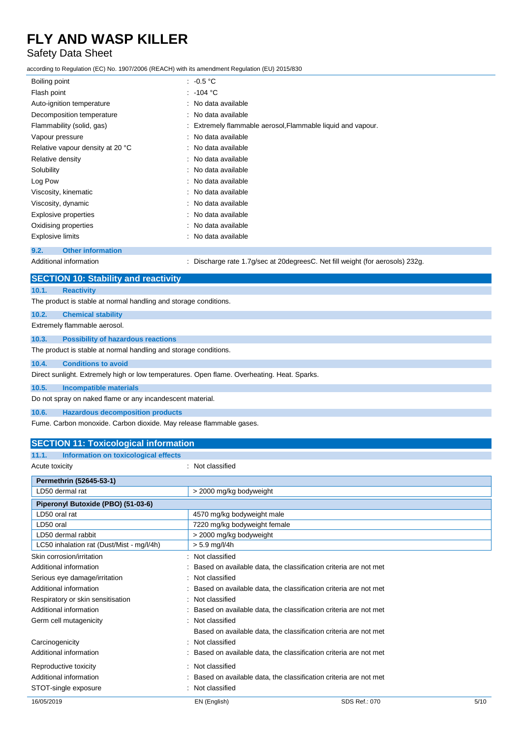| | |
|---|---|
| Boiling point | : -0.5 °C |
| Flash point | : -104 °C |
| Auto-ignition temperature | : No data available |
| Decomposition temperature | : No data available |
| Flammability (solid, gas) | : Extremely flammable aerosol,Flammable liquid and vapour. |
| Vapour pressure | : No data available |
| Relative vapour density at 20 °C | : No data available |
| Relative density | : No data available |
| Solubility | : No data available |
| Log Pow | : No data available |
| Viscosity, kinematic | : No data available |
| Viscosity, dynamic | : No data available |
| Explosive properties | : No data available |
| Oxidising properties | : No data available |
| Explosive limits | : No data available |

### 9.2. Other information

Additional information : Discharge rate 1.7g/sec at 20degreesC. Net fill weight (for aerosols) 232g.

## SECTION 10: Stability and reactivity

### 10.1. Reactivity

The product is stable at normal handling and storage conditions.

### 10.2. Chemical stability

Extremely flammable aerosol.

### 10.3. Possibility of hazardous reactions

The product is stable at normal handling and storage conditions.

### 10.4. Conditions to avoid

Direct sunlight. Extremely high or low temperatures. Open flame. Overheating. Heat. Sparks.

### 10.5. Incompatible materials

Do not spray on naked flame or any incandescent material.

### 10.6. Hazardous decomposition products

Fume. Carbon monoxide. Carbon dioxide. May release flammable gases.

## SECTION 11: Toxicological information

### 11.1. Information on toxicological effects

Acute toxicity : Not classified

| Permethrin (52645-53-1) | |
|---|---|
| LD50 dermal rat | > 2000 mg/kg bodyweight |

| Piperonyl Butoxide (PBO) (51-03-6) | |
|---|---|
| LD50 oral rat | 4570 mg/kg bodyweight male |
| LD50 oral | 7220 mg/kg bodyweight female |
| LD50 dermal rabbit | > 2000 mg/kg bodyweight |
| LC50 inhalation rat (Dust/Mist - mg/l/4h) | > 5.9 mg/l/4h |

| | |
|---|---|
| Skin corrosion/irritation | : Not classified |
| Additional information | : Based on available data, the classification criteria are not met |
| Serious eye damage/irritation | : Not classified |
| Additional information | : Based on available data, the classification criteria are not met |
| Respiratory or skin sensitisation | : Not classified |
| Additional information | : Based on available data, the classification criteria are not met |
| Germ cell mutagenicity | : Not classified |
| | Based on available data, the classification criteria are not met |
| Carcinogenicity | : Not classified |
| Additional information | : Based on available data, the classification criteria are not met |
| Reproductive toxicity | : Not classified |
| Additional information | : Based on available data, the classification criteria are not met |
| STOT-single exposure | : Not classified |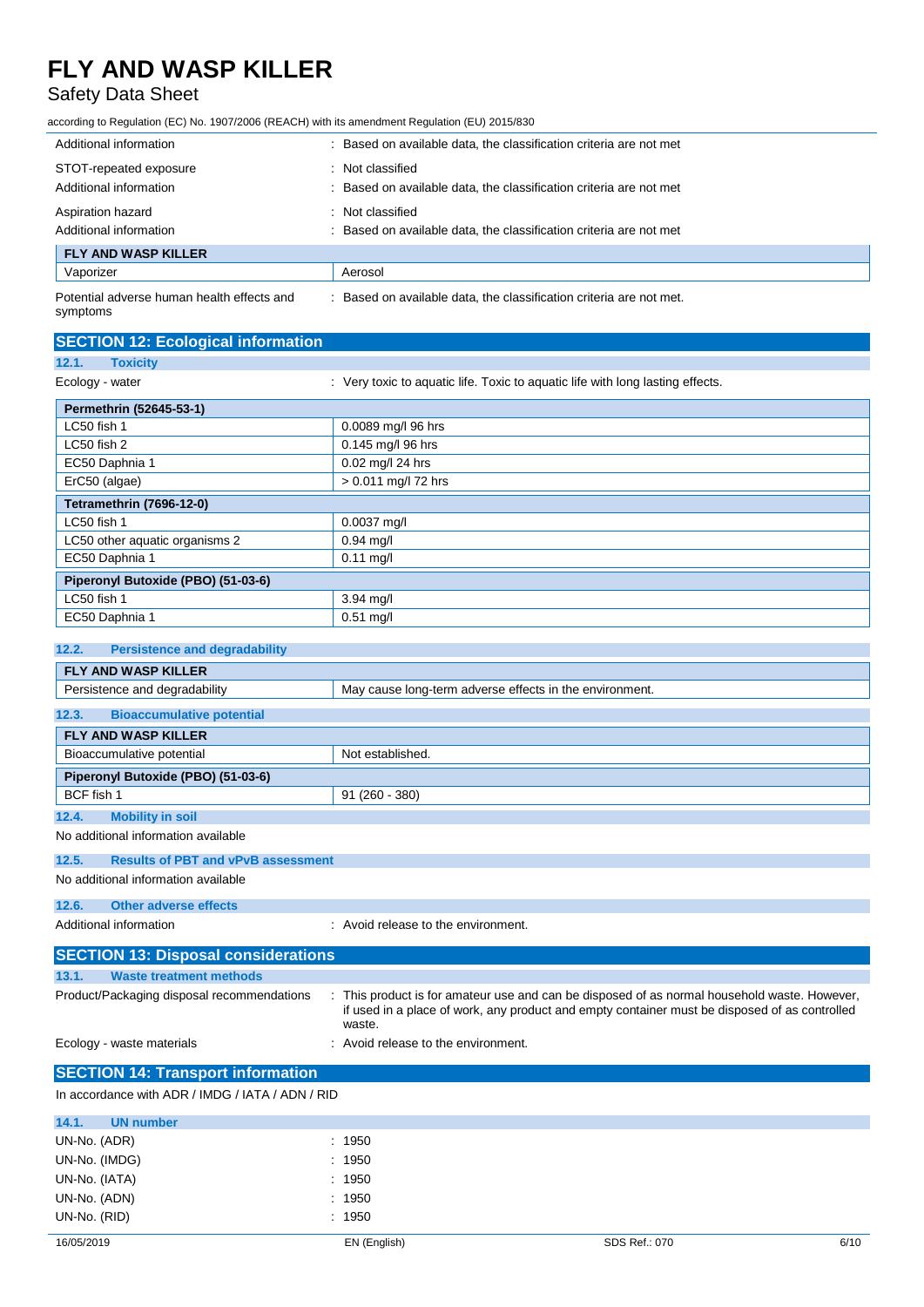| | |
|---|---|
| Additional information | : Based on available data, the classification criteria are not met |
| STOT-repeated exposure | : Not classified |
| Additional information | : Based on available data, the classification criteria are not met |
| Aspiration hazard | : Not classified |
| Additional information | : Based on available data, the classification criteria are not met |

| FLY AND WASP KILLER | |
|---|---|
| Vaporizer | Aerosol |

Potential adverse human health effects and symptoms : Based on available data, the classification criteria are not met.

## SECTION 12: Ecological information

### 12.1. Toxicity

Ecology - water : Very toxic to aquatic life. Toxic to aquatic life with long lasting effects.

| Permethrin (52645-53-1) | |
|---|---|
| LC50 fish 1 | 0.0089 mg/l 96 hrs |
| LC50 fish 2 | 0.145 mg/l 96 hrs |
| EC50 Daphnia 1 | 0.02 mg/l 24 hrs |
| ErC50 (algae) | > 0.011 mg/l 72 hrs |

| Tetramethrin (7696-12-0) | |
|---|---|
| LC50 fish 1 | 0.0037 mg/l |
| LC50 other aquatic organisms 2 | 0.94 mg/l |
| EC50 Daphnia 1 | 0.11 mg/l |

| Piperonyl Butoxide (PBO) (51-03-6) | |
|---|---|
| LC50 fish 1 | 3.94 mg/l |
| EC50 Daphnia 1 | 0.51 mg/l |

### 12.2. Persistence and degradability

| FLY AND WASP KILLER | |
|---|---|
| Persistence and degradability | May cause long-term adverse effects in the environment. |

### 12.3. Bioaccumulative potential

| FLY AND WASP KILLER | |
|---|---|
| Bioaccumulative potential | Not established. |

| Piperonyl Butoxide (PBO) (51-03-6) | |
|---|---|
| BCF fish 1 | 91 (260 - 380) |

### 12.4. Mobility in soil

No additional information available

### 12.5. Results of PBT and vPvB assessment

No additional information available

### 12.6. Other adverse effects

Additional information : Avoid release to the environment.

## SECTION 13: Disposal considerations

### 13.1. Waste treatment methods

Product/Packaging disposal recommendations : This product is for amateur use and can be disposed of as normal household waste. However, if used in a place of work, any product and empty container must be disposed of as controlled waste.

Ecology - waste materials : Avoid release to the environment.

## SECTION 14: Transport information

In accordance with ADR / IMDG / IATA / ADN / RID

### 14.1. UN number

| | |
|---|---|
| UN-No. (ADR) | : 1950 |
| UN-No. (IMDG) | : 1950 |
| UN-No. (IATA) | : 1950 |
| UN-No. (ADN) | : 1950 |
| UN-No. (RID) | : 1950 |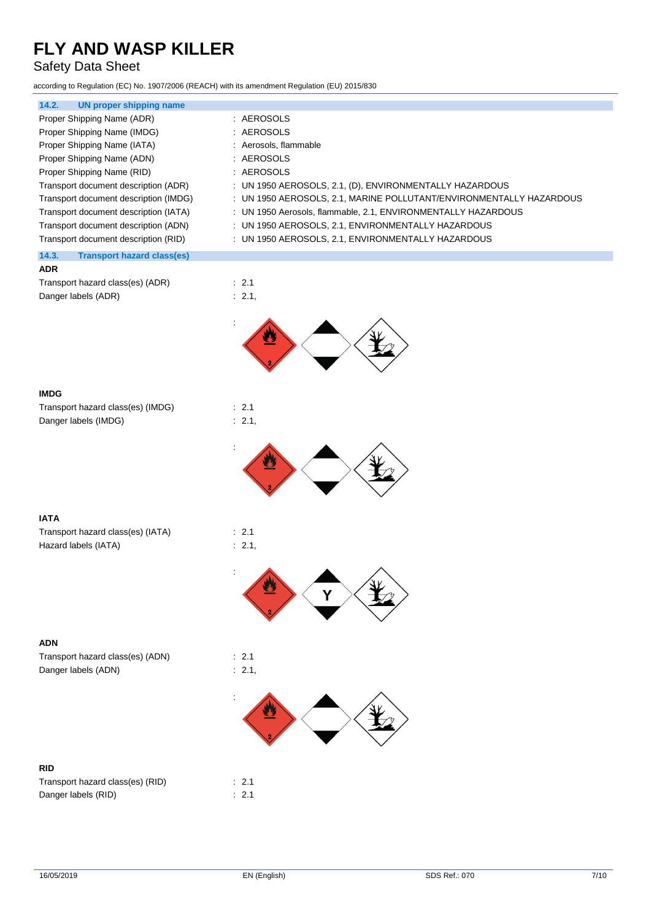### 14.2. UN proper shipping name

| | |
|---|---|
| Proper Shipping Name (ADR) | : AEROSOLS |
| Proper Shipping Name (IMDG) | : AEROSOLS |
| Proper Shipping Name (IATA) | : Aerosols, flammable |
| Proper Shipping Name (ADN) | : AEROSOLS |
| Proper Shipping Name (RID) | : AEROSOLS |
| Transport document description (ADR) | : UN 1950 AEROSOLS, 2.1, (D), ENVIRONMENTALLY HAZARDOUS |
| Transport document description (IMDG) | : UN 1950 AEROSOLS, 2.1, MARINE POLLUTANT/ENVIRONMENTALLY HAZARDOUS |
| Transport document description (IATA) | : UN 1950 Aerosols, flammable, 2.1, ENVIRONMENTALLY HAZARDOUS |
| Transport document description (ADN) | : UN 1950 AEROSOLS, 2.1, ENVIRONMENTALLY HAZARDOUS |
| Transport document description (RID) | : UN 1950 AEROSOLS, 2.1, ENVIRONMENTALLY HAZARDOUS |

### 14.3. Transport hazard class(es)

**ADR**

| | |
|---|---|
| Transport hazard class(es) (ADR) | : 2.1 |
| Danger labels (ADR) | : 2.1, |

**IMDG**

| | |
|---|---|
| Transport hazard class(es) (IMDG) | : 2.1 |
| Danger labels (IMDG) | : 2.1, |

**IATA**

| | |
|---|---|
| Transport hazard class(es) (IATA) | : 2.1 |
| Hazard labels (IATA) | : 2.1, |

**ADN**

| | |
|---|---|
| Transport hazard class(es) (ADN) | : 2.1 |
| Danger labels (ADN) | : 2.1, |

**RID**

| | |
|---|---|
| Transport hazard class(es) (RID) | : 2.1 |
| Danger labels (RID) | : 2.1 |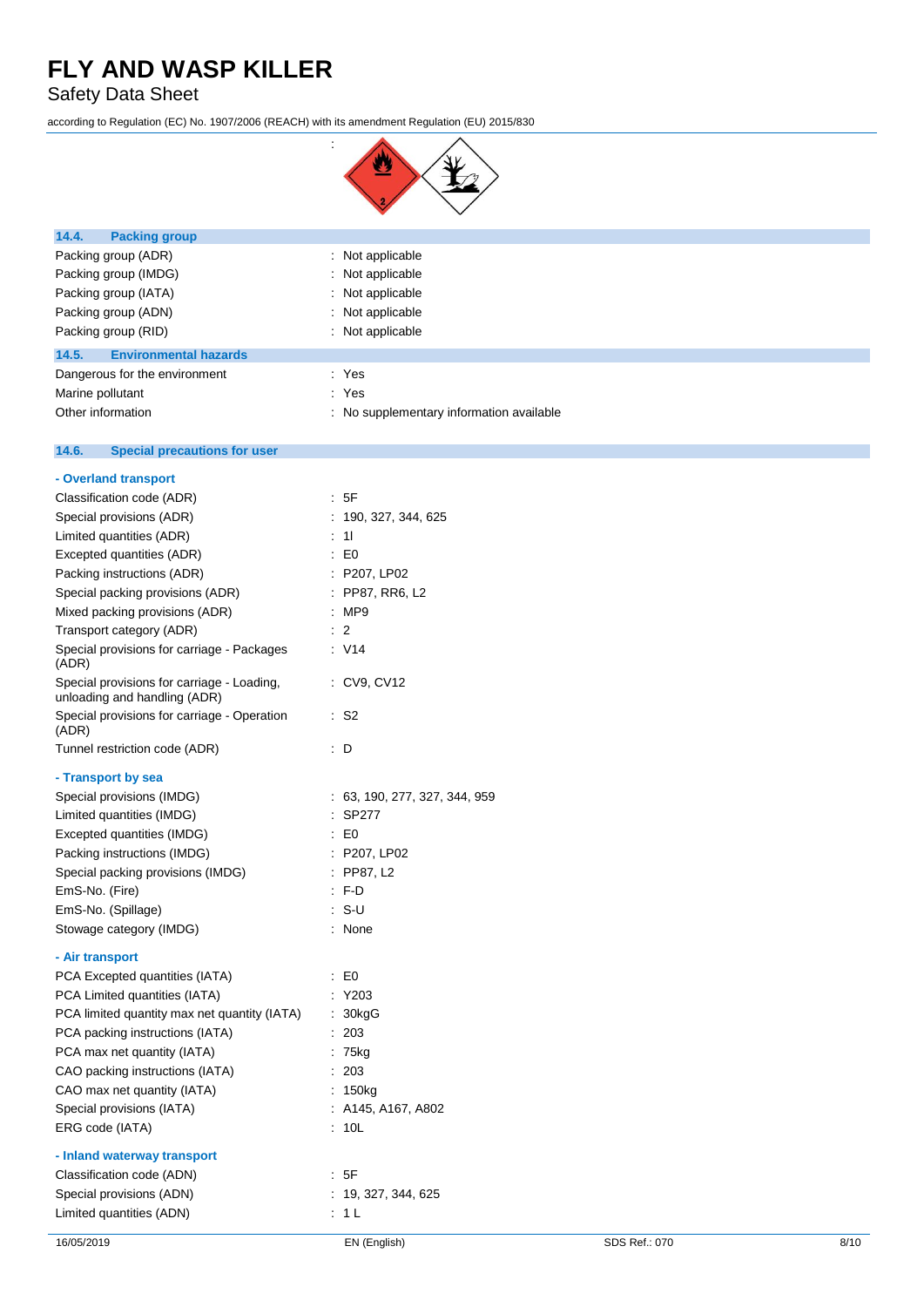:

## 14.4. Packing group

| | |
|---|---|
| Packing group (ADR) | : Not applicable |
| Packing group (IMDG) | : Not applicable |
| Packing group (IATA) | : Not applicable |
| Packing group (ADN) | : Not applicable |
| Packing group (RID) | : Not applicable |

## 14.5. Environmental hazards

| | |
|---|---|
| Dangerous for the environment | : Yes |
| Marine pollutant | : Yes |
| Other information | : No supplementary information available |

## 14.6. Special precautions for user

**- Overland transport**

| | |
|---|---|
| Classification code (ADR) | : 5F |
| Special provisions (ADR) | : 190, 327, 344, 625 |
| Limited quantities (ADR) | : 1l |
| Excepted quantities (ADR) | : E0 |
| Packing instructions (ADR) | : P207, LP02 |
| Special packing provisions (ADR) | : PP87, RR6, L2 |
| Mixed packing provisions (ADR) | : MP9 |
| Transport category (ADR) | : 2 |
| Special provisions for carriage - Packages (ADR) | : V14 |
| Special provisions for carriage - Loading, unloading and handling (ADR) | : CV9, CV12 |
| Special provisions for carriage - Operation (ADR) | : S2 |
| Tunnel restriction code (ADR) | : D |

**- Transport by sea**

| | |
|---|---|
| Special provisions (IMDG) | : 63, 190, 277, 327, 344, 959 |
| Limited quantities (IMDG) | : SP277 |
| Excepted quantities (IMDG) | : E0 |
| Packing instructions (IMDG) | : P207, LP02 |
| Special packing provisions (IMDG) | : PP87, L2 |
| EmS-No. (Fire) | : F-D |
| EmS-No. (Spillage) | : S-U |
| Stowage category (IMDG) | : None |

**- Air transport**

| | |
|---|---|
| PCA Excepted quantities (IATA) | : E0 |
| PCA Limited quantities (IATA) | : Y203 |
| PCA limited quantity max net quantity (IATA) | : 30kgG |
| PCA packing instructions (IATA) | : 203 |
| PCA max net quantity (IATA) | : 75kg |
| CAO packing instructions (IATA) | : 203 |
| CAO max net quantity (IATA) | : 150kg |
| Special provisions (IATA) | : A145, A167, A802 |
| ERG code (IATA) | : 10L |

**- Inland waterway transport**

| | |
|---|---|
| Classification code (ADN) | : 5F |
| Special provisions (ADN) | : 19, 327, 344, 625 |
| Limited quantities (ADN) | : 1 L |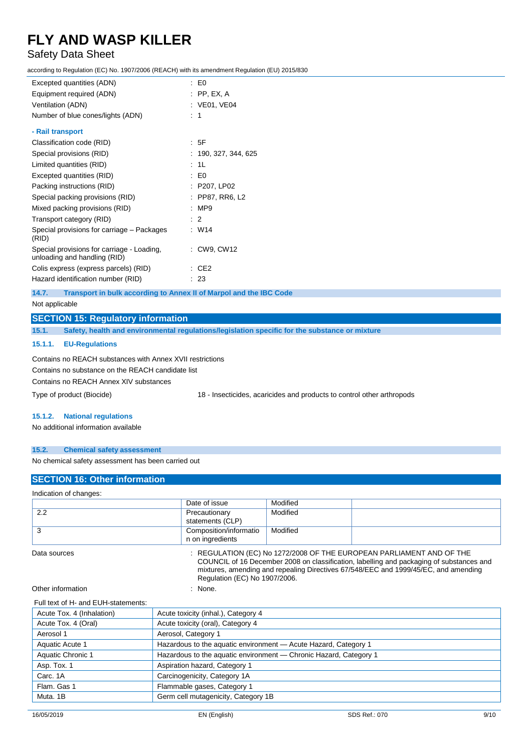| | |
|---|---|
| Excepted quantities (ADN) | : E0 |
| Equipment required (ADN) | : PP, EX, A |
| Ventilation (ADN) | : VE01, VE04 |
| Number of blue cones/lights (ADN) | : 1 |

**- Rail transport**

| | |
|---|---|
| Classification code (RID) | : 5F |
| Special provisions (RID) | : 190, 327, 344, 625 |
| Limited quantities (RID) | : 1L |
| Excepted quantities (RID) | : E0 |
| Packing instructions (RID) | : P207, LP02 |
| Special packing provisions (RID) | : PP87, RR6, L2 |
| Mixed packing provisions (RID) | : MP9 |
| Transport category (RID) | : 2 |
| Special provisions for carriage – Packages (RID) | : W14 |
| Special provisions for carriage - Loading, unloading and handling (RID) | : CW9, CW12 |
| Colis express (express parcels) (RID) | : CE2 |
| Hazard identification number (RID) | : 23 |

### 14.7. Transport in bulk according to Annex II of Marpol and the IBC Code

Not applicable

## SECTION 15: Regulatory information

### 15.1. Safety, health and environmental regulations/legislation specific for the substance or mixture

#### 15.1.1. EU-Regulations

Contains no REACH substances with Annex XVII restrictions

Contains no substance on the REACH candidate list

Contains no REACH Annex XIV substances

Type of product (Biocide) 18 - Insecticides, acaricides and products to control other arthropods

#### 15.1.2. National regulations

No additional information available

### 15.2. Chemical safety assessment

No chemical safety assessment has been carried out

## SECTION 16: Other information

Indication of changes:

| | | | |
|---|---|---|---|
| | Date of issue | Modified | |
| 2.2 | Precautionary statements (CLP) | Modified | |
| 3 | Composition/information on ingredients | Modified | |

Data sources : REGULATION (EC) No 1272/2008 OF THE EUROPEAN PARLIAMENT AND OF THE COUNCIL of 16 December 2008 on classification, labelling and packaging of substances and mixtures, amending and repealing Directives 67/548/EEC and 1999/45/EC, and amending Regulation (EC) No 1907/2006.

Other information : None.

Full text of H- and EUH-statements:

| | |
|---|---|
| Acute Tox. 4 (Inhalation) | Acute toxicity (inhal.), Category 4 |
| Acute Tox. 4 (Oral) | Acute toxicity (oral), Category 4 |
| Aerosol 1 | Aerosol, Category 1 |
| Aquatic Acute 1 | Hazardous to the aquatic environment — Acute Hazard, Category 1 |
| Aquatic Chronic 1 | Hazardous to the aquatic environment — Chronic Hazard, Category 1 |
| Asp. Tox. 1 | Aspiration hazard, Category 1 |
| Carc. 1A | Carcinogenicity, Category 1A |
| Flam. Gas 1 | Flammable gases, Category 1 |
| Muta. 1B | Germ cell mutagenicity, Category 1B |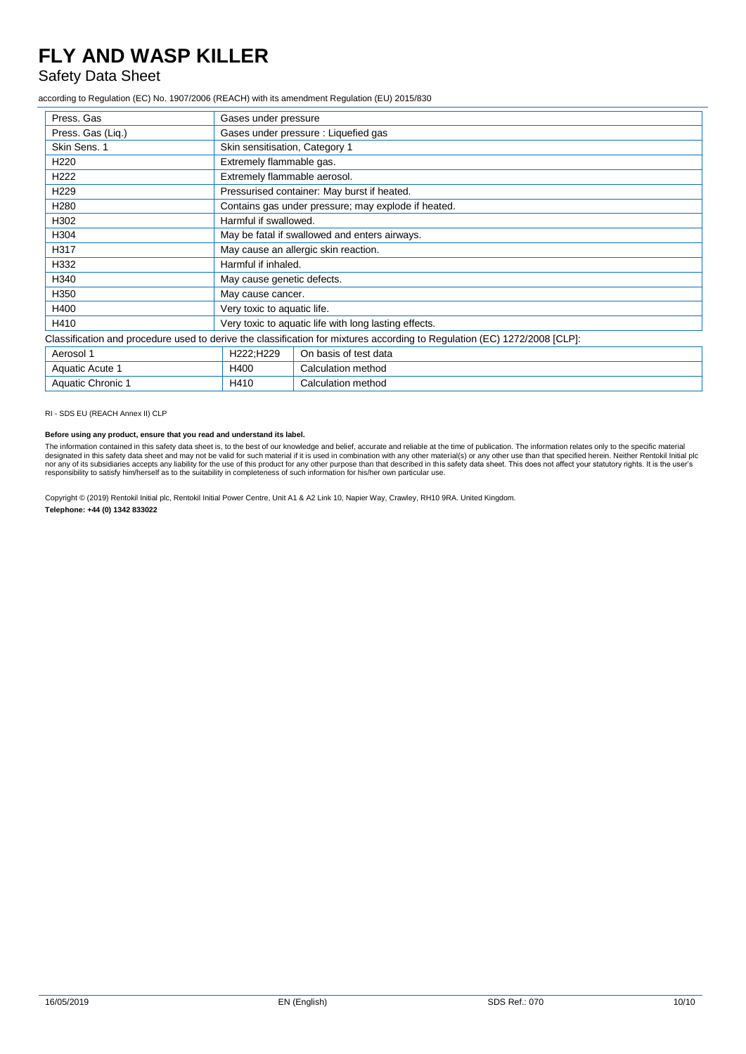| | |
|---|---|
| Press. Gas | Gases under pressure |
| Press. Gas (Liq.) | Gases under pressure : Liquefied gas |
| Skin Sens. 1 | Skin sensitisation, Category 1 |
| H220 | Extremely flammable gas. |
| H222 | Extremely flammable aerosol. |
| H229 | Pressurised container: May burst if heated. |
| H280 | Contains gas under pressure; may explode if heated. |
| H302 | Harmful if swallowed. |
| H304 | May be fatal if swallowed and enters airways. |
| H317 | May cause an allergic skin reaction. |
| H332 | Harmful if inhaled. |
| H340 | May cause genetic defects. |
| H350 | May cause cancer. |
| H400 | Very toxic to aquatic life. |
| H410 | Very toxic to aquatic life with long lasting effects. |

Classification and procedure used to derive the classification for mixtures according to Regulation (EC) 1272/2008 [CLP]:

| | | |
|---|---|---|
| Aerosol 1 | H222;H229 | On basis of test data |
| Aquatic Acute 1 | H400 | Calculation method |
| Aquatic Chronic 1 | H410 | Calculation method |

RI - SDS EU (REACH Annex II) CLP

**Before using any product, ensure that you read and understand its label.**

The information contained in this safety data sheet is, to the best of our knowledge and belief, accurate and reliable at the time of publication. The information relates only to the specific material designated in this safety data sheet and may not be valid for such material if it is used in combination with any other material(s) or any other use than that specified herein. Neither Rentokil Initial plc nor any of its subsidiaries accepts any liability for the use of this product for any other purpose than that described in this safety data sheet. This does not affect your statutory rights. It is the user's responsibility to satisfy him/herself as to the suitability in completeness of such information for his/her own particular use.

Copyright © (2019) Rentokil Initial plc, Rentokil Initial Power Centre, Unit A1 & A2 Link 10, Napier Way, Crawley, RH10 9RA. United Kingdom.

**Telephone: +44 (0) 1342 833022**